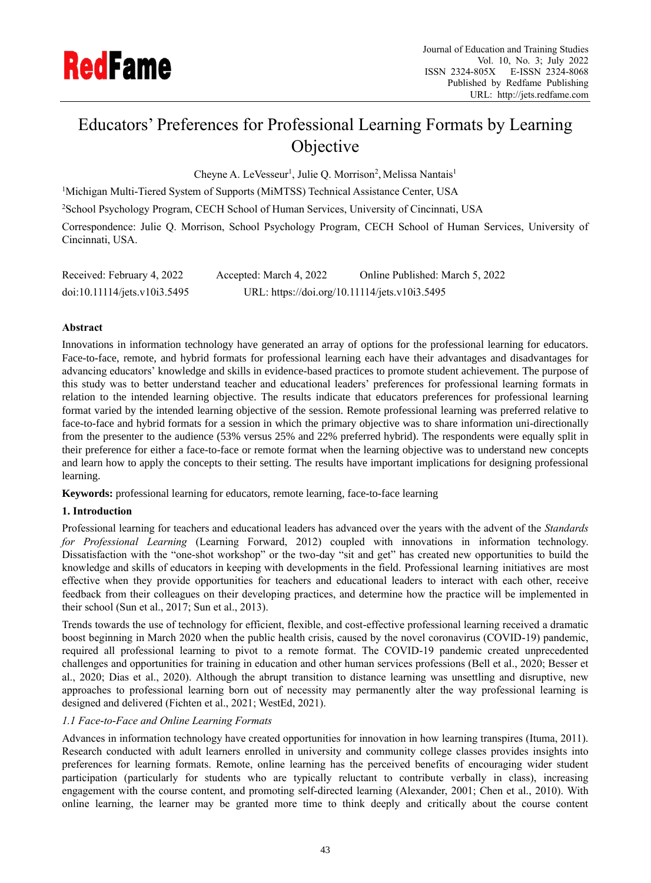# Educators' Preferences for Professional Learning Formats by Learning Objective

Cheyne A. LeVesseur[1], Julie Q. Morrison[2], Melissa Nantais[1]

[1]Michigan Multi-Tiered System of Supports (MiMTSS) Technical Assistance Center, USA

[2]School Psychology Program, CECH School of Human Services, University of Cincinnati, USA

Correspondence: Julie Q. Morrison, School Psychology Program, CECH School of Human Services, University of Cincinnati, USA.

Received: February 4, 2022 Accepted: March 4, 2022 Online Published: March 5, 2022

doi:10.11114/jets.v10i3.5495 URL: https://doi.org/10.11114/jets.v10i3.5495

## Abstract

Innovations in information technology have generated an array of options for the professional learning for educators. Face-to-face, remote, and hybrid formats for professional learning each have their advantages and disadvantages for advancing educators' knowledge and skills in evidence-based practices to promote student achievement. The purpose of this study was to better understand teacher and educational leaders' preferences for professional learning formats in relation to the intended learning objective. The results indicate that educators preferences for professional learning format varied by the intended learning objective of the session. Remote professional learning was preferred relative to face-to-face and hybrid formats for a session in which the primary objective was to share information uni-directionally from the presenter to the audience (53% versus 25% and 22% preferred hybrid). The respondents were equally split in their preference for either a face-to-face or remote format when the learning objective was to understand new concepts and learn how to apply the concepts to their setting. The results have important implications for designing professional learning.

**Keywords:** professional learning for educators, remote learning, face-to-face learning

## 1. Introduction

Professional learning for teachers and educational leaders has advanced over the years with the advent of the *Standards for Professional Learning* (Learning Forward, 2012) coupled with innovations in information technology. Dissatisfaction with the "one-shot workshop" or the two-day "sit and get" has created new opportunities to build the knowledge and skills of educators in keeping with developments in the field. Professional learning initiatives are most effective when they provide opportunities for teachers and educational leaders to interact with each other, receive feedback from their colleagues on their developing practices, and determine how the practice will be implemented in their school (Sun et al., 2017; Sun et al., 2013).

Trends towards the use of technology for efficient, flexible, and cost-effective professional learning received a dramatic boost beginning in March 2020 when the public health crisis, caused by the novel coronavirus (COVID-19) pandemic, required all professional learning to pivot to a remote format. The COVID-19 pandemic created unprecedented challenges and opportunities for training in education and other human services professions (Bell et al., 2020; Besser et al., 2020; Dias et al., 2020). Although the abrupt transition to distance learning was unsettling and disruptive, new approaches to professional learning born out of necessity may permanently alter the way professional learning is designed and delivered (Fichten et al., 2021; WestEd, 2021).

### *1.1 Face-to-Face and Online Learning Formats*

Advances in information technology have created opportunities for innovation in how learning transpires (Ituma, 2011). Research conducted with adult learners enrolled in university and community college classes provides insights into preferences for learning formats. Remote, online learning has the perceived benefits of encouraging wider student participation (particularly for students who are typically reluctant to contribute verbally in class), increasing engagement with the course content, and promoting self-directed learning (Alexander, 2001; Chen et al., 2010). With online learning, the learner may be granted more time to think deeply and critically about the course content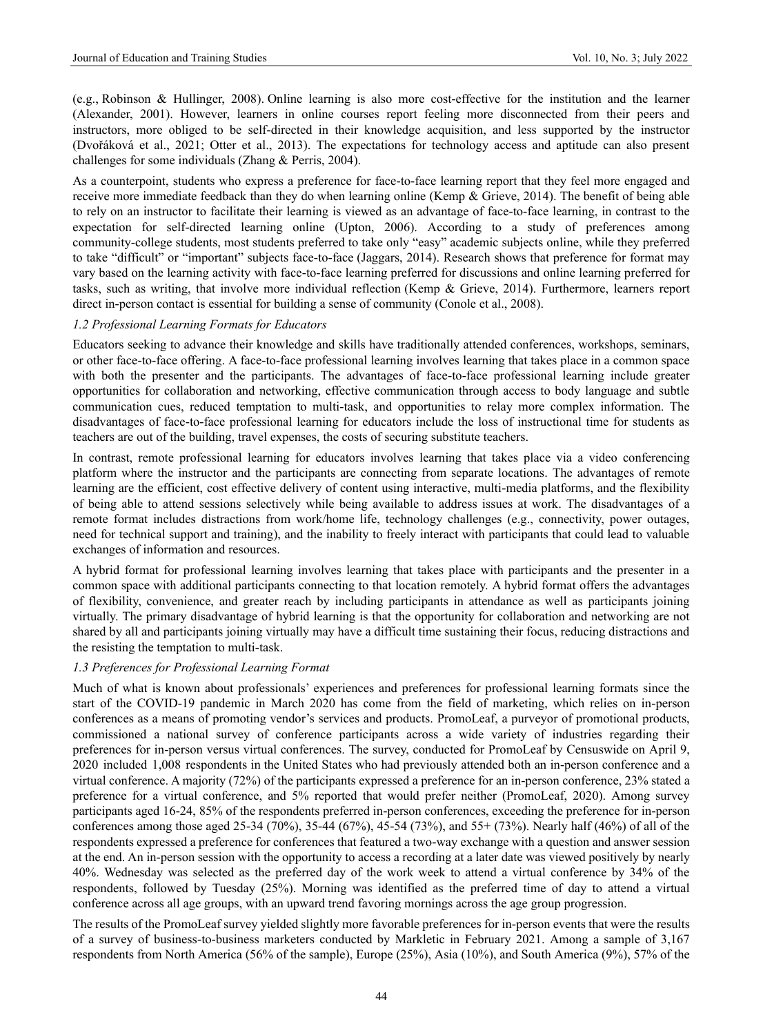(e.g., Robinson & Hullinger, 2008). Online learning is also more cost-effective for the institution and the learner (Alexander, 2001). However, learners in online courses report feeling more disconnected from their peers and instructors, more obliged to be self-directed in their knowledge acquisition, and less supported by the instructor (Dvořáková et al., 2021; Otter et al., 2013). The expectations for technology access and aptitude can also present challenges for some individuals (Zhang & Perris, 2004).

As a counterpoint, students who express a preference for face-to-face learning report that they feel more engaged and receive more immediate feedback than they do when learning online (Kemp & Grieve, 2014). The benefit of being able to rely on an instructor to facilitate their learning is viewed as an advantage of face-to-face learning, in contrast to the expectation for self-directed learning online (Upton, 2006). According to a study of preferences among community-college students, most students preferred to take only "easy" academic subjects online, while they preferred to take "difficult" or "important" subjects face-to-face (Jaggars, 2014). Research shows that preference for format may vary based on the learning activity with face-to-face learning preferred for discussions and online learning preferred for tasks, such as writing, that involve more individual reflection (Kemp & Grieve, 2014). Furthermore, learners report direct in-person contact is essential for building a sense of community (Conole et al., 2008).

### *1.2 Professional Learning Formats for Educators*

Educators seeking to advance their knowledge and skills have traditionally attended conferences, workshops, seminars, or other face-to-face offering. A face-to-face professional learning involves learning that takes place in a common space with both the presenter and the participants. The advantages of face-to-face professional learning include greater opportunities for collaboration and networking, effective communication through access to body language and subtle communication cues, reduced temptation to multi-task, and opportunities to relay more complex information. The disadvantages of face-to-face professional learning for educators include the loss of instructional time for students as teachers are out of the building, travel expenses, the costs of securing substitute teachers.

In contrast, remote professional learning for educators involves learning that takes place via a video conferencing platform where the instructor and the participants are connecting from separate locations. The advantages of remote learning are the efficient, cost effective delivery of content using interactive, multi-media platforms, and the flexibility of being able to attend sessions selectively while being available to address issues at work. The disadvantages of a remote format includes distractions from work/home life, technology challenges (e.g., connectivity, power outages, need for technical support and training), and the inability to freely interact with participants that could lead to valuable exchanges of information and resources.

A hybrid format for professional learning involves learning that takes place with participants and the presenter in a common space with additional participants connecting to that location remotely. A hybrid format offers the advantages of flexibility, convenience, and greater reach by including participants in attendance as well as participants joining virtually. The primary disadvantage of hybrid learning is that the opportunity for collaboration and networking are not shared by all and participants joining virtually may have a difficult time sustaining their focus, reducing distractions and the resisting the temptation to multi-task.

### *1.3 Preferences for Professional Learning Format*

Much of what is known about professionals' experiences and preferences for professional learning formats since the start of the COVID-19 pandemic in March 2020 has come from the field of marketing, which relies on in-person conferences as a means of promoting vendor's services and products. PromoLeaf, a purveyor of promotional products, commissioned a national survey of conference participants across a wide variety of industries regarding their preferences for in-person versus virtual conferences. The survey, conducted for PromoLeaf by Censuswide on April 9, 2020 included 1,008 respondents in the United States who had previously attended both an in-person conference and a virtual conference. A majority (72%) of the participants expressed a preference for an in-person conference, 23% stated a preference for a virtual conference, and 5% reported that would prefer neither (PromoLeaf, 2020). Among survey participants aged 16-24, 85% of the respondents preferred in-person conferences, exceeding the preference for in-person conferences among those aged 25-34 (70%), 35-44 (67%), 45-54 (73%), and 55+ (73%). Nearly half (46%) of all of the respondents expressed a preference for conferences that featured a two-way exchange with a question and answer session at the end. An in-person session with the opportunity to access a recording at a later date was viewed positively by nearly 40%. Wednesday was selected as the preferred day of the work week to attend a virtual conference by 34% of the respondents, followed by Tuesday (25%). Morning was identified as the preferred time of day to attend a virtual conference across all age groups, with an upward trend favoring mornings across the age group progression.

The results of the PromoLeaf survey yielded slightly more favorable preferences for in-person events that were the results of a survey of business-to-business marketers conducted by Markletic in February 2021. Among a sample of 3,167 respondents from North America (56% of the sample), Europe (25%), Asia (10%), and South America (9%), 57% of the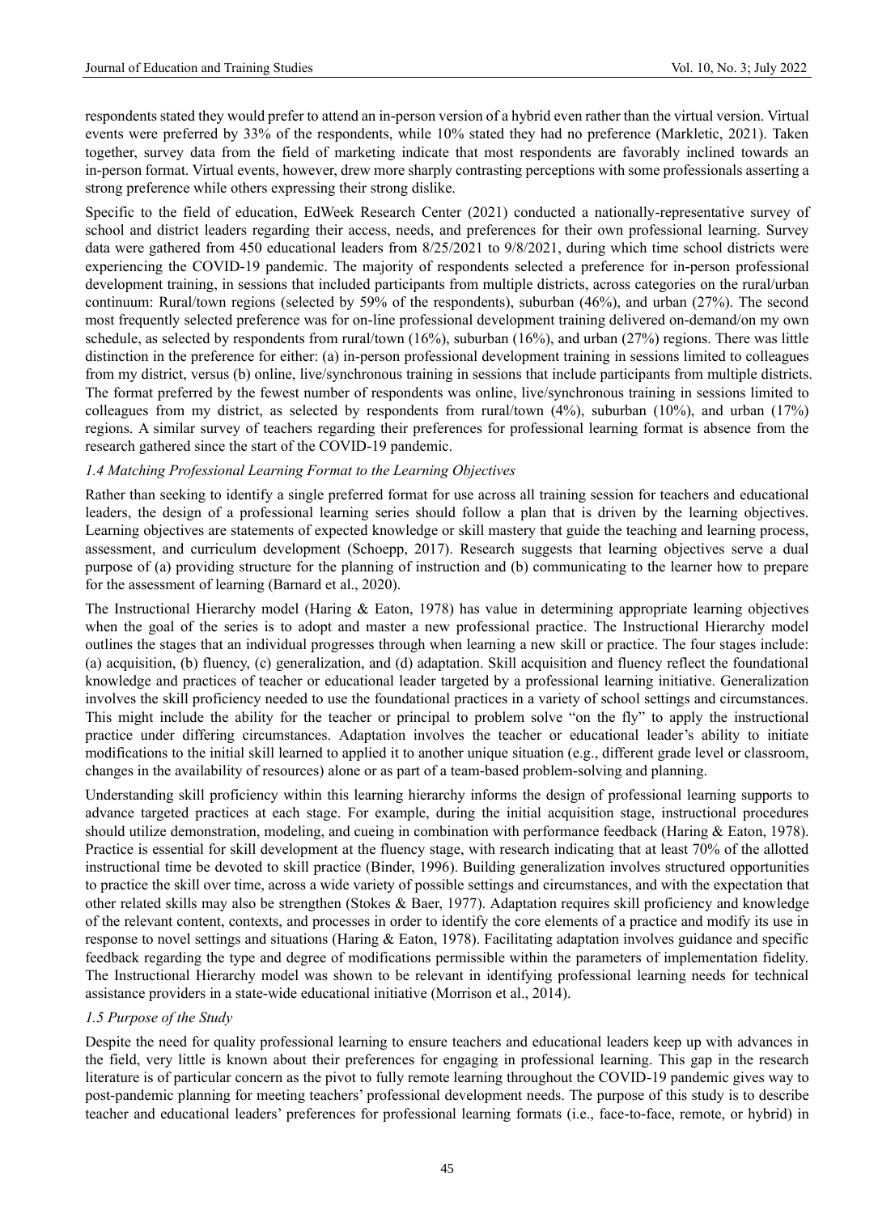respondents stated they would prefer to attend an in-person version of a hybrid even rather than the virtual version. Virtual events were preferred by 33% of the respondents, while 10% stated they had no preference (Markletic, 2021). Taken together, survey data from the field of marketing indicate that most respondents are favorably inclined towards an in-person format. Virtual events, however, drew more sharply contrasting perceptions with some professionals asserting a strong preference while others expressing their strong dislike.

Specific to the field of education, EdWeek Research Center (2021) conducted a nationally-representative survey of school and district leaders regarding their access, needs, and preferences for their own professional learning. Survey data were gathered from 450 educational leaders from 8/25/2021 to 9/8/2021, during which time school districts were experiencing the COVID-19 pandemic. The majority of respondents selected a preference for in-person professional development training, in sessions that included participants from multiple districts, across categories on the rural/urban continuum: Rural/town regions (selected by 59% of the respondents), suburban (46%), and urban (27%). The second most frequently selected preference was for on-line professional development training delivered on-demand/on my own schedule, as selected by respondents from rural/town (16%), suburban (16%), and urban (27%) regions. There was little distinction in the preference for either: (a) in-person professional development training in sessions limited to colleagues from my district, versus (b) online, live/synchronous training in sessions that include participants from multiple districts. The format preferred by the fewest number of respondents was online, live/synchronous training in sessions limited to colleagues from my district, as selected by respondents from rural/town (4%), suburban (10%), and urban (17%) regions. A similar survey of teachers regarding their preferences for professional learning format is absence from the research gathered since the start of the COVID-19 pandemic.

### *1.4 Matching Professional Learning Format to the Learning Objectives*

Rather than seeking to identify a single preferred format for use across all training session for teachers and educational leaders, the design of a professional learning series should follow a plan that is driven by the learning objectives. Learning objectives are statements of expected knowledge or skill mastery that guide the teaching and learning process, assessment, and curriculum development (Schoepp, 2017). Research suggests that learning objectives serve a dual purpose of (a) providing structure for the planning of instruction and (b) communicating to the learner how to prepare for the assessment of learning (Barnard et al., 2020).

The Instructional Hierarchy model (Haring & Eaton, 1978) has value in determining appropriate learning objectives when the goal of the series is to adopt and master a new professional practice. The Instructional Hierarchy model outlines the stages that an individual progresses through when learning a new skill or practice. The four stages include: (a) acquisition, (b) fluency, (c) generalization, and (d) adaptation. Skill acquisition and fluency reflect the foundational knowledge and practices of teacher or educational leader targeted by a professional learning initiative. Generalization involves the skill proficiency needed to use the foundational practices in a variety of school settings and circumstances. This might include the ability for the teacher or principal to problem solve "on the fly" to apply the instructional practice under differing circumstances. Adaptation involves the teacher or educational leader's ability to initiate modifications to the initial skill learned to applied it to another unique situation (e.g., different grade level or classroom, changes in the availability of resources) alone or as part of a team-based problem-solving and planning.

Understanding skill proficiency within this learning hierarchy informs the design of professional learning supports to advance targeted practices at each stage. For example, during the initial acquisition stage, instructional procedures should utilize demonstration, modeling, and cueing in combination with performance feedback (Haring & Eaton, 1978). Practice is essential for skill development at the fluency stage, with research indicating that at least 70% of the allotted instructional time be devoted to skill practice (Binder, 1996). Building generalization involves structured opportunities to practice the skill over time, across a wide variety of possible settings and circumstances, and with the expectation that other related skills may also be strengthen (Stokes & Baer, 1977). Adaptation requires skill proficiency and knowledge of the relevant content, contexts, and processes in order to identify the core elements of a practice and modify its use in response to novel settings and situations (Haring & Eaton, 1978). Facilitating adaptation involves guidance and specific feedback regarding the type and degree of modifications permissible within the parameters of implementation fidelity. The Instructional Hierarchy model was shown to be relevant in identifying professional learning needs for technical assistance providers in a state-wide educational initiative (Morrison et al., 2014).

### *1.5 Purpose of the Study*

Despite the need for quality professional learning to ensure teachers and educational leaders keep up with advances in the field, very little is known about their preferences for engaging in professional learning. This gap in the research literature is of particular concern as the pivot to fully remote learning throughout the COVID-19 pandemic gives way to post-pandemic planning for meeting teachers' professional development needs. The purpose of this study is to describe teacher and educational leaders' preferences for professional learning formats (i.e., face-to-face, remote, or hybrid) in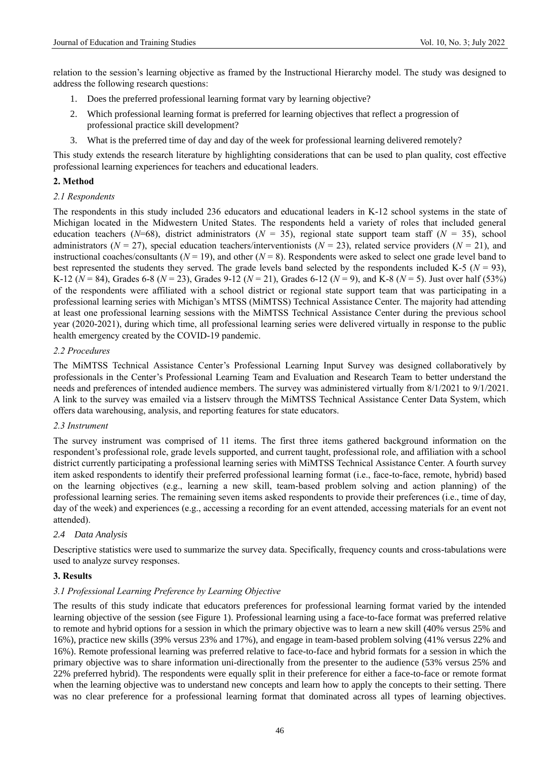relation to the session's learning objective as framed by the Instructional Hierarchy model. The study was designed to address the following research questions:

1. Does the preferred professional learning format vary by learning objective?
2. Which professional learning format is preferred for learning objectives that reflect a progression of professional practice skill development?
3. What is the preferred time of day and day of the week for professional learning delivered remotely?

This study extends the research literature by highlighting considerations that can be used to plan quality, cost effective professional learning experiences for teachers and educational leaders.

## 2. Method

### *2.1 Respondents*

The respondents in this study included 236 educators and educational leaders in K-12 school systems in the state of Michigan located in the Midwestern United States. The respondents held a variety of roles that included general education teachers ($N$=68), district administrators ($N$ = 35), regional state support team staff ($N$ = 35), school administrators ($N$ = 27), special education teachers/interventionists ($N$ = 23), related service providers ($N$ = 21), and instructional coaches/consultants ($N$ = 19), and other ($N$ = 8). Respondents were asked to select one grade level band to best represented the students they served. The grade levels band selected by the respondents included K-5 ($N$ = 93), K-12 ($N$ = 84), Grades 6-8 ($N$ = 23), Grades 9-12 ($N$ = 21), Grades 6-12 ($N$ = 9), and K-8 ($N$ = 5). Just over half (53%) of the respondents were affiliated with a school district or regional state support team that was participating in a professional learning series with Michigan's MTSS (MiMTSS) Technical Assistance Center. The majority had attending at least one professional learning sessions with the MiMTSS Technical Assistance Center during the previous school year (2020-2021), during which time, all professional learning series were delivered virtually in response to the public health emergency created by the COVID-19 pandemic.

### *2.2 Procedures*

The MiMTSS Technical Assistance Center's Professional Learning Input Survey was designed collaboratively by professionals in the Center's Professional Learning Team and Evaluation and Research Team to better understand the needs and preferences of intended audience members. The survey was administered virtually from 8/1/2021 to 9/1/2021. A link to the survey was emailed via a listserv through the MiMTSS Technical Assistance Center Data System, which offers data warehousing, analysis, and reporting features for state educators.

### *2.3 Instrument*

The survey instrument was comprised of 11 items. The first three items gathered background information on the respondent's professional role, grade levels supported, and current taught, professional role, and affiliation with a school district currently participating a professional learning series with MiMTSS Technical Assistance Center. A fourth survey item asked respondents to identify their preferred professional learning format (i.e., face-to-face, remote, hybrid) based on the learning objectives (e.g., learning a new skill, team-based problem solving and action planning) of the professional learning series. The remaining seven items asked respondents to provide their preferences (i.e., time of day, day of the week) and experiences (e.g., accessing a recording for an event attended, accessing materials for an event not attended).

### *2.4 Data Analysis*

Descriptive statistics were used to summarize the survey data. Specifically, frequency counts and cross-tabulations were used to analyze survey responses.

## 3. Results

### *3.1 Professional Learning Preference by Learning Objective*

The results of this study indicate that educators preferences for professional learning format varied by the intended learning objective of the session (see Figure 1). Professional learning using a face-to-face format was preferred relative to remote and hybrid options for a session in which the primary objective was to learn a new skill (40% versus 25% and 16%), practice new skills (39% versus 23% and 17%), and engage in team-based problem solving (41% versus 22% and 16%). Remote professional learning was preferred relative to face-to-face and hybrid formats for a session in which the primary objective was to share information uni-directionally from the presenter to the audience (53% versus 25% and 22% preferred hybrid). The respondents were equally split in their preference for either a face-to-face or remote format when the learning objective was to understand new concepts and learn how to apply the concepts to their setting. There was no clear preference for a professional learning format that dominated across all types of learning objectives.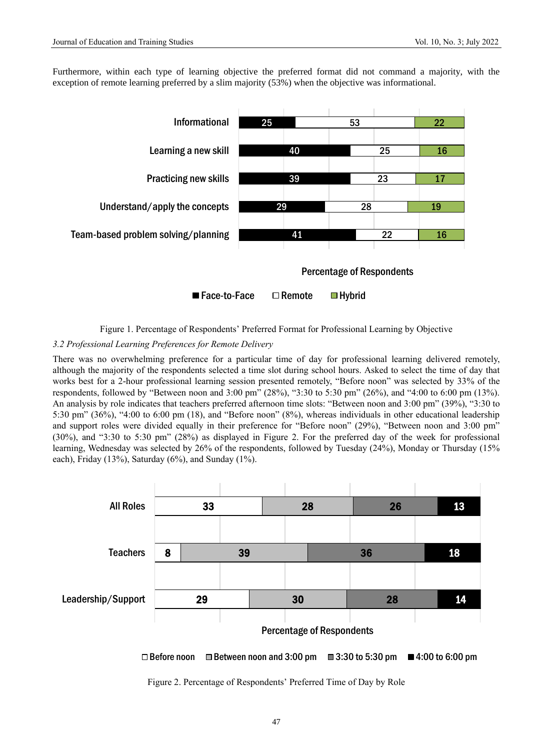Furthermore, within each type of learning objective the preferred format did not command a majority, with the exception of remote learning preferred by a slim majority (53%) when the objective was informational.

| | Face-to-Face | Remote | Hybrid |
|---|---|---|---|
| Informational | 25 | 53 | 22 |
| Learning a new skill | 40 | 25 | 16 |
| Practicing new skills | 39 | 23 | 17 |
| Understand/apply the concepts | 29 | 28 | 19 |
| Team-based problem solving/planning | 41 | 22 | 16 |

Percentage of Respondents

Figure 1. Percentage of Respondents' Preferred Format for Professional Learning by Objective

### *3.2 Professional Learning Preferences for Remote Delivery*

There was no overwhelming preference for a particular time of day for professional learning delivered remotely, although the majority of the respondents selected a time slot during school hours. Asked to select the time of day that works best for a 2-hour professional learning session presented remotely, "Before noon" was selected by 33% of the respondents, followed by "Between noon and 3:00 pm" (28%), "3:30 to 5:30 pm" (26%), and "4:00 to 6:00 pm (13%). An analysis by role indicates that teachers preferred afternoon time slots: "Between noon and 3:00 pm" (39%), "3:30 to 5:30 pm" (36%), "4:00 to 6:00 pm (18), and "Before noon" (8%), whereas individuals in other educational leadership and support roles were divided equally in their preference for "Before noon" (29%), "Between noon and 3:00 pm" (30%), and "3:30 to 5:30 pm" (28%) as displayed in Figure 2. For the preferred day of the week for professional learning, Wednesday was selected by 26% of the respondents, followed by Tuesday (24%), Monday or Thursday (15% each), Friday (13%), Saturday (6%), and Sunday (1%).

| | Before noon | Between noon and 3:00 pm | 3:30 to 5:30 pm | 4:00 to 6:00 pm |
|---|---|---|---|---|
| All Roles | 33 | 28 | 26 | 13 |
| Teachers | 8 | 39 | 36 | 18 |
| Leadership/Support | 29 | 30 | 28 | 14 |

Percentage of Respondents

Figure 2. Percentage of Respondents' Preferred Time of Day by Role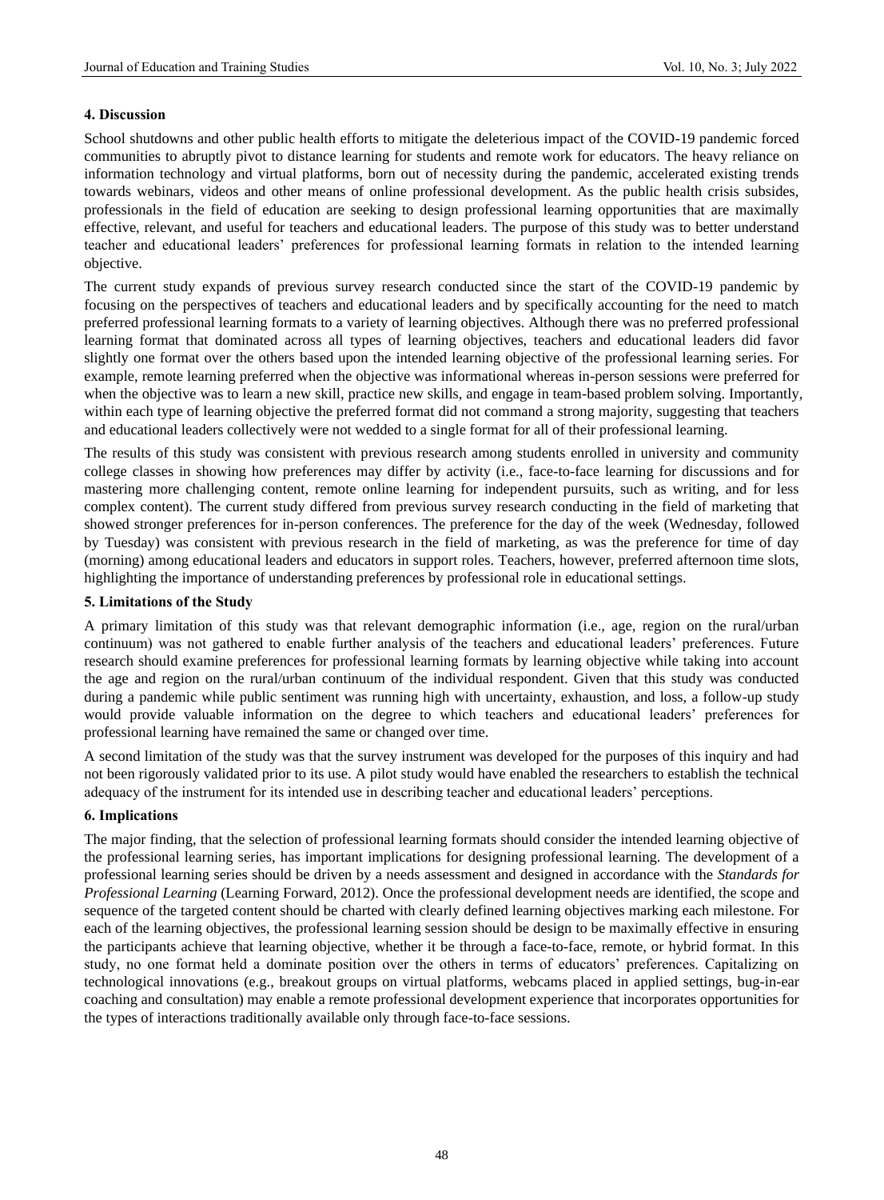## 4. Discussion

School shutdowns and other public health efforts to mitigate the deleterious impact of the COVID-19 pandemic forced communities to abruptly pivot to distance learning for students and remote work for educators. The heavy reliance on information technology and virtual platforms, born out of necessity during the pandemic, accelerated existing trends towards webinars, videos and other means of online professional development. As the public health crisis subsides, professionals in the field of education are seeking to design professional learning opportunities that are maximally effective, relevant, and useful for teachers and educational leaders. The purpose of this study was to better understand teacher and educational leaders' preferences for professional learning formats in relation to the intended learning objective.

The current study expands of previous survey research conducted since the start of the COVID-19 pandemic by focusing on the perspectives of teachers and educational leaders and by specifically accounting for the need to match preferred professional learning formats to a variety of learning objectives. Although there was no preferred professional learning format that dominated across all types of learning objectives, teachers and educational leaders did favor slightly one format over the others based upon the intended learning objective of the professional learning series. For example, remote learning preferred when the objective was informational whereas in-person sessions were preferred for when the objective was to learn a new skill, practice new skills, and engage in team-based problem solving. Importantly, within each type of learning objective the preferred format did not command a strong majority, suggesting that teachers and educational leaders collectively were not wedded to a single format for all of their professional learning.

The results of this study was consistent with previous research among students enrolled in university and community college classes in showing how preferences may differ by activity (i.e., face-to-face learning for discussions and for mastering more challenging content, remote online learning for independent pursuits, such as writing, and for less complex content). The current study differed from previous survey research conducting in the field of marketing that showed stronger preferences for in-person conferences. The preference for the day of the week (Wednesday, followed by Tuesday) was consistent with previous research in the field of marketing, as was the preference for time of day (morning) among educational leaders and educators in support roles. Teachers, however, preferred afternoon time slots, highlighting the importance of understanding preferences by professional role in educational settings.

## 5. Limitations of the Study

A primary limitation of this study was that relevant demographic information (i.e., age, region on the rural/urban continuum) was not gathered to enable further analysis of the teachers and educational leaders' preferences. Future research should examine preferences for professional learning formats by learning objective while taking into account the age and region on the rural/urban continuum of the individual respondent. Given that this study was conducted during a pandemic while public sentiment was running high with uncertainty, exhaustion, and loss, a follow-up study would provide valuable information on the degree to which teachers and educational leaders' preferences for professional learning have remained the same or changed over time.

A second limitation of the study was that the survey instrument was developed for the purposes of this inquiry and had not been rigorously validated prior to its use. A pilot study would have enabled the researchers to establish the technical adequacy of the instrument for its intended use in describing teacher and educational leaders' perceptions.

## 6. Implications

The major finding, that the selection of professional learning formats should consider the intended learning objective of the professional learning series, has important implications for designing professional learning. The development of a professional learning series should be driven by a needs assessment and designed in accordance with the *Standards for Professional Learning* (Learning Forward, 2012). Once the professional development needs are identified, the scope and sequence of the targeted content should be charted with clearly defined learning objectives marking each milestone. For each of the learning objectives, the professional learning session should be design to be maximally effective in ensuring the participants achieve that learning objective, whether it be through a face-to-face, remote, or hybrid format. In this study, no one format held a dominate position over the others in terms of educators' preferences. Capitalizing on technological innovations (e.g., breakout groups on virtual platforms, webcams placed in applied settings, bug-in-ear coaching and consultation) may enable a remote professional development experience that incorporates opportunities for the types of interactions traditionally available only through face-to-face sessions.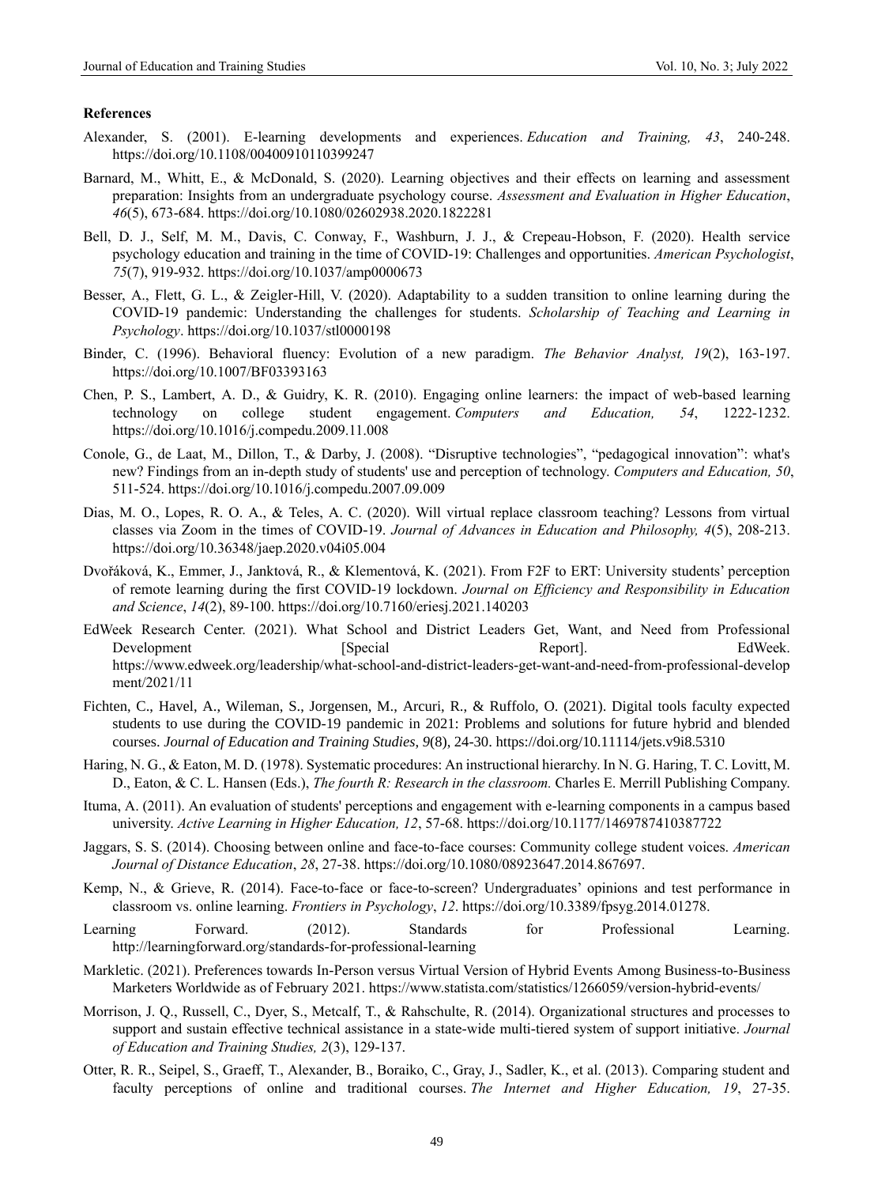#### References

Alexander, S. (2001). E-learning developments and experiences. *Education and Training, 43*, 240-248. https://doi.org/10.1108/00400910110399247

Barnard, M., Whitt, E., & McDonald, S. (2020). Learning objectives and their effects on learning and assessment preparation: Insights from an undergraduate psychology course. *Assessment and Evaluation in Higher Education*, *46*(5), 673-684. https://doi.org/10.1080/02602938.2020.1822281

Bell, D. J., Self, M. M., Davis, C. Conway, F., Washburn, J. J., & Crepeau-Hobson, F. (2020). Health service psychology education and training in the time of COVID-19: Challenges and opportunities. *American Psychologist*, *75*(7), 919-932. https://doi.org/10.1037/amp0000673

Besser, A., Flett, G. L., & Zeigler-Hill, V. (2020). Adaptability to a sudden transition to online learning during the COVID-19 pandemic: Understanding the challenges for students. *Scholarship of Teaching and Learning in Psychology*. https://doi.org/10.1037/stl0000198

Binder, C. (1996). Behavioral fluency: Evolution of a new paradigm. *The Behavior Analyst, 19*(2), 163-197. https://doi.org/10.1007/BF03393163

Chen, P. S., Lambert, A. D., & Guidry, K. R. (2010). Engaging online learners: the impact of web-based learning technology on college student engagement. *Computers and Education, 54*, 1222-1232. https://doi.org/10.1016/j.compedu.2009.11.008

Conole, G., de Laat, M., Dillon, T., & Darby, J. (2008). "Disruptive technologies", "pedagogical innovation": what's new? Findings from an in-depth study of students' use and perception of technology. *Computers and Education, 50*, 511-524. https://doi.org/10.1016/j.compedu.2007.09.009

Dias, M. O., Lopes, R. O. A., & Teles, A. C. (2020). Will virtual replace classroom teaching? Lessons from virtual classes via Zoom in the times of COVID-19. *Journal of Advances in Education and Philosophy, 4*(5), 208-213. https://doi.org/10.36348/jaep.2020.v04i05.004

Dvořáková, K., Emmer, J., Janktová, R., & Klementová, K. (2021). From F2F to ERT: University students' perception of remote learning during the first COVID-19 lockdown. *Journal on Efficiency and Responsibility in Education and Science*, *14*(2), 89-100. https://doi.org/10.7160/eriesj.2021.140203

EdWeek Research Center. (2021). What School and District Leaders Get, Want, and Need from Professional Development [Special Report]. EdWeek. https://www.edweek.org/leadership/what-school-and-district-leaders-get-want-and-need-from-professional-development/2021/11

Fichten, C., Havel, A., Wileman, S., Jorgensen, M., Arcuri, R., & Ruffolo, O. (2021). Digital tools faculty expected students to use during the COVID-19 pandemic in 2021: Problems and solutions for future hybrid and blended courses. *Journal of Education and Training Studies, 9*(8), 24-30. https://doi.org/10.11114/jets.v9i8.5310

Haring, N. G., & Eaton, M. D. (1978). Systematic procedures: An instructional hierarchy. In N. G. Haring, T. C. Lovitt, M. D., Eaton, & C. L. Hansen (Eds.), *The fourth R: Research in the classroom.* Charles E. Merrill Publishing Company.

Ituma, A. (2011). An evaluation of students' perceptions and engagement with e-learning components in a campus based university. *Active Learning in Higher Education, 12*, 57-68. https://doi.org/10.1177/1469787410387722

Jaggars, S. S. (2014). Choosing between online and face-to-face courses: Community college student voices. *American Journal of Distance Education*, *28*, 27-38. https://doi.org/10.1080/08923647.2014.867697.

Kemp, N., & Grieve, R. (2014). Face-to-face or face-to-screen? Undergraduates' opinions and test performance in classroom vs. online learning. *Frontiers in Psychology*, *12*. https://doi.org/10.3389/fpsyg.2014.01278.

Learning Forward. (2012). Standards for Professional Learning. http://learningforward.org/standards-for-professional-learning

Markletic. (2021). Preferences towards In-Person versus Virtual Version of Hybrid Events Among Business-to-Business Marketers Worldwide as of February 2021. https://www.statista.com/statistics/1266059/version-hybrid-events/

Morrison, J. Q., Russell, C., Dyer, S., Metcalf, T., & Rahschulte, R. (2014). Organizational structures and processes to support and sustain effective technical assistance in a state-wide multi-tiered system of support initiative. *Journal of Education and Training Studies, 2*(3), 129-137.

Otter, R. R., Seipel, S., Graeff, T., Alexander, B., Boraiko, C., Gray, J., Sadler, K., et al. (2013). Comparing student and faculty perceptions of online and traditional courses. *The Internet and Higher Education, 19*, 27-35.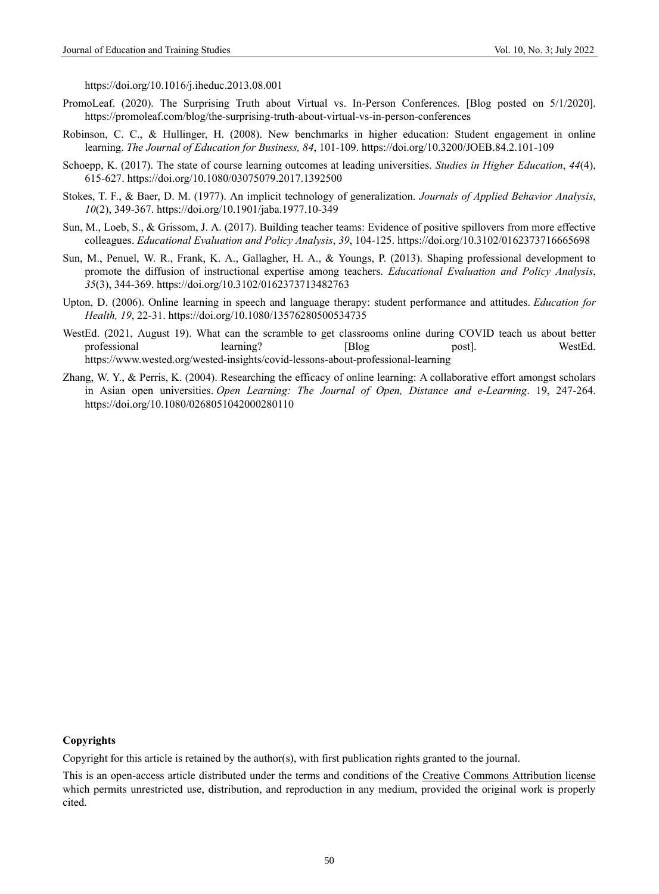https://doi.org/10.1016/j.iheduc.2013.08.001

PromoLeaf. (2020). The Surprising Truth about Virtual vs. In-Person Conferences. [Blog posted on 5/1/2020]. https://promoleaf.com/blog/the-surprising-truth-about-virtual-vs-in-person-conferences

Robinson, C. C., & Hullinger, H. (2008). New benchmarks in higher education: Student engagement in online learning. *The Journal of Education for Business, 84*, 101-109. https://doi.org/10.3200/JOEB.84.2.101-109

Schoepp, K. (2017). The state of course learning outcomes at leading universities. *Studies in Higher Education*, *44*(4), 615-627. https://doi.org/10.1080/03075079.2017.1392500

Stokes, T. F., & Baer, D. M. (1977). An implicit technology of generalization. *Journals of Applied Behavior Analysis*, *10*(2), 349-367. https://doi.org/10.1901/jaba.1977.10-349

Sun, M., Loeb, S., & Grissom, J. A. (2017). Building teacher teams: Evidence of positive spillovers from more effective colleagues. *Educational Evaluation and Policy Analysis*, *39*, 104-125. https://doi.org/10.3102/0162373716665698

Sun, M., Penuel, W. R., Frank, K. A., Gallagher, H. A., & Youngs, P. (2013). Shaping professional development to promote the diffusion of instructional expertise among teachers. *Educational Evaluation and Policy Analysis*, *35*(3), 344-369. https://doi.org/10.3102/0162373713482763

Upton, D. (2006). Online learning in speech and language therapy: student performance and attitudes. *Education for Health, 19*, 22-31. https://doi.org/10.1080/13576280500534735

WestEd. (2021, August 19). What can the scramble to get classrooms online during COVID teach us about better professional learning? [Blog post]. WestEd. https://www.wested.org/wested-insights/covid-lessons-about-professional-learning

Zhang, W. Y., & Perris, K. (2004). Researching the efficacy of online learning: A collaborative effort amongst scholars in Asian open universities. *Open Learning: The Journal of Open, Distance and e-Learning*. 19, 247-264. https://doi.org/10.1080/0268051042000280110

**Copyrights**

Copyright for this article is retained by the author(s), with first publication rights granted to the journal.

This is an open-access article distributed under the terms and conditions of the Creative Commons Attribution license which permits unrestricted use, distribution, and reproduction in any medium, provided the original work is properly cited.